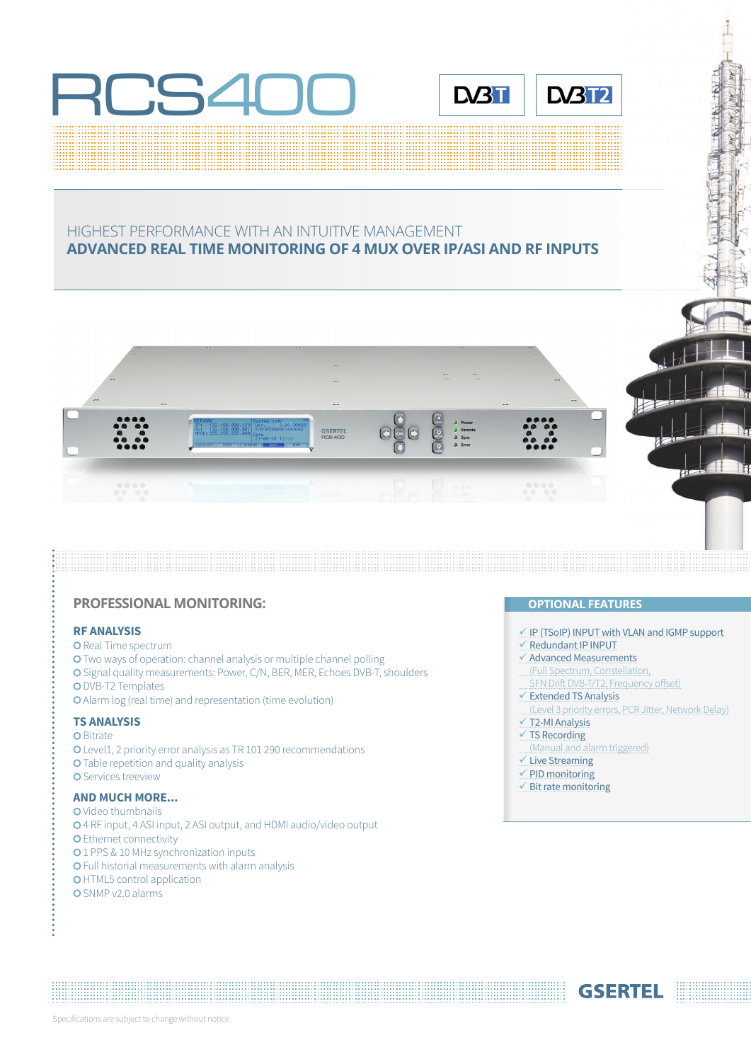# RCS400

DVB-T | DVB-T2

HIGHEST PERFORMANCE WITH AN INTUITIVE MANAGEMENT
**ADVANCED REAL TIME MONITORING OF 4 MUX OVER IP/ASI AND RF INPUTS**

## PROFESSIONAL MONITORING:

### RF ANALYSIS

- Real Time spectrum
- Two ways of operation: channel analysis or multiple channel polling
- Signal quality measurements: Power, C/N, BER, MER, Echoes DVB-T, shoulders
- DVB-T2 Templates
- Alarm log (real time) and representation (time evolution)

### TS ANALYSIS

- Bitrate
- Level1, 2 priority error analysis as TR 101 290 recommendations
- Table repetition and quality analysis
- Services treeview

### AND MUCH MORE...

- Video thumbnails
- 4 RF input, 4 ASI input, 2 ASI output, and HDMI audio/video output
- Ethernet connectivity
- 1 PPS & 10 MHz synchronization inputs
- Full historial measurements with alarm analysis
- HTML5 control application
- SNMP v2.0 alarms

## OPTIONAL FEATURES

- ✓ IP (TSoIP) INPUT with VLAN and IGMP support
- ✓ Redundant IP INPUT
- ✓ Advanced Measurements
  (Full Spectrum, Constellation, SFN Drift DVB-T/T2, Frequency offset)
- ✓ Extended TS Analysis
  (Level 3 priority errors, PCR Jitter, Network Delay)
- ✓ T2-MI Analysis
- ✓ TS Recording
  (Manual and alarm triggered)
- ✓ Live Streaming
- ✓ PID monitoring
- ✓ Bit rate monitoring

GSERTEL

Specifications are subject to change without notice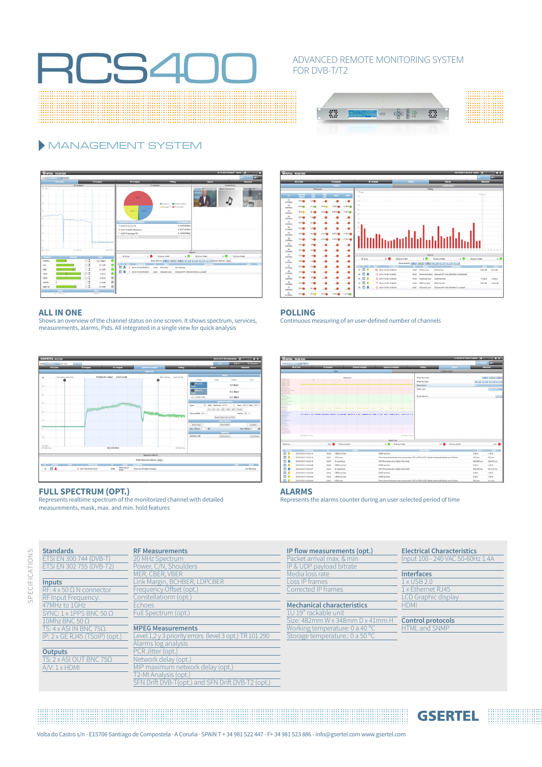# RCS400

ADVANCED REMOTE MONITORING SYSTEM FOR DVB-T/T2

## MANAGEMENT SYSTEM

### ALL IN ONE

Shows an overview of the channel status on one screen. It shows spectrum, services, measurements, alarms, Pids. All integrated in a single view for quick analysis

### POLLING

Continuous measuring of an user-defined number of channels

### FULL SPECTRUM (OPT.)

Represents realtime spectrum of the monitorized channel with detailed measurements, mask, max. and min. hold features

### ALARMS

Represents the alarms counter during an user-selected period of time

## SPECIFICATIONS

**Standards**
- ETSI EN 300 744 (DVB-T)
- ETSI EN 302 755 (DVB-T2)

**Inputs**
- RF: 4 x 50 Ω N connector
- RF Input Frequency: 47MHz to 1GHz
- SYNC: 1 x 1PPS BNC 50 Ω
- 10Mhz BNC 50 Ω
- TS: 4 x ASI IN BNC 75Ω
- IP: 2 x GE RJ45 (TSoIP) (opt.)

**Outputs**
- TS: 2 x ASI OUT BNC 75Ω
- A/V: 1 x HDMI

**RF Measurements**
- 20 MHz Spectrum
- Power, C/N, Shoulders
- MER, CBER, VBER
- Link Margin, BCHBER, LDPCBER
- Frequency Offset (opt.)
- Constellationn (opt.)
- Echoes
- Full Spectrum (opt.)

**MPEG Measurements**
- Level 1,2 y 3 priority errors (level 3 opt.) TR 101 290
- Alarms log analysis
- PCR Jitter (opt.)
- Network delay (opt.)
- MIP maximum network delay (opt.)
- T2-MI Analysis (opt.)
- SFN Drift DVB-T(opt.) and SFN Drift DVB-T2 (opt.)

**IP flow measurements (opt.)**
- Packet arrival max. & min
- IP & UDP payload bitrate
- Media loss rate
- Loss IP frames
- Corrected IP frames

**Mechanical characteristics**
- 1U 19" rackable unit
- Size: 482mm W x 348mm D x 41mm H
- Working temperature: 0 a 40 °C
- Storage temperature: 0 a 50 °C

**Electrical Characteristics**
- Input 100 - 240 VAC 50-60Hz 1.4A

**Interfaces**
- 1 x USB 2.0
- 1 x Ethernet RJ45
- LCD Graphic display
- HDMI

**Control protocols**
- HTML and SNMP

GSERTEL

Volta do Castro s/n - E15706 Santiago de Compostela · A Coruña · SPAIN T + 34 981 522 447 · F+ 34 981 523 886 - info@gsertel.com www.gsertel.com